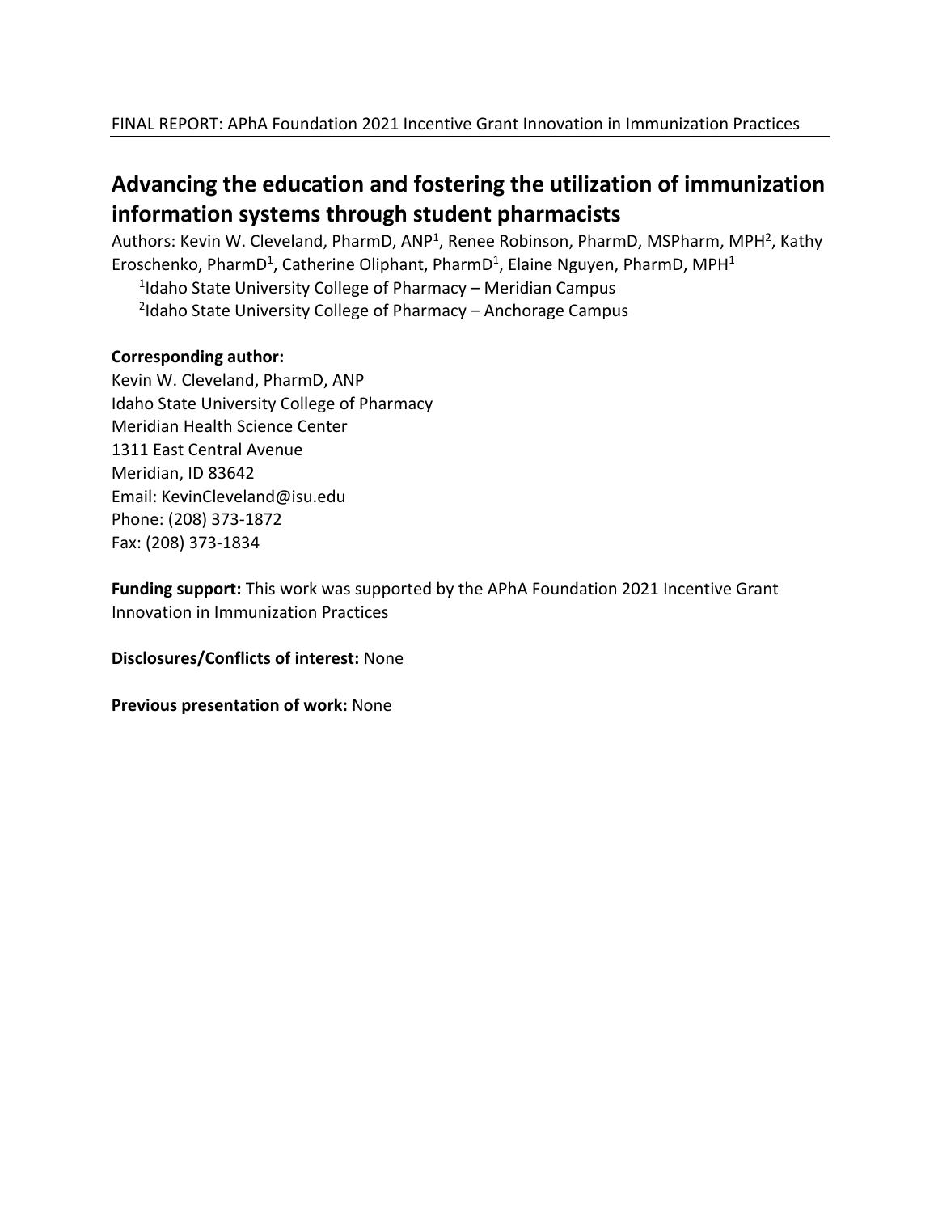FINAL REPORT: APhA Foundation 2021 Incentive Grant Innovation in Immunization Practices

# Advancing the education and fostering the utilization of immunization information systems through student pharmacists

Authors: Kevin W. Cleveland, PharmD, ANP[1], Renee Robinson, PharmD, MSPharm, MPH[2], Kathy Eroschenko, PharmD[1], Catherine Oliphant, PharmD[1], Elaine Nguyen, PharmD, MPH[1]

[1]Idaho State University College of Pharmacy – Meridian Campus
[2]Idaho State University College of Pharmacy – Anchorage Campus

**Corresponding author:**
Kevin W. Cleveland, PharmD, ANP
Idaho State University College of Pharmacy
Meridian Health Science Center
1311 East Central Avenue
Meridian, ID 83642
Email: KevinCleveland@isu.edu
Phone: (208) 373-1872
Fax: (208) 373-1834

**Funding support:** This work was supported by the APhA Foundation 2021 Incentive Grant Innovation in Immunization Practices

**Disclosures/Conflicts of interest:** None

**Previous presentation of work:** None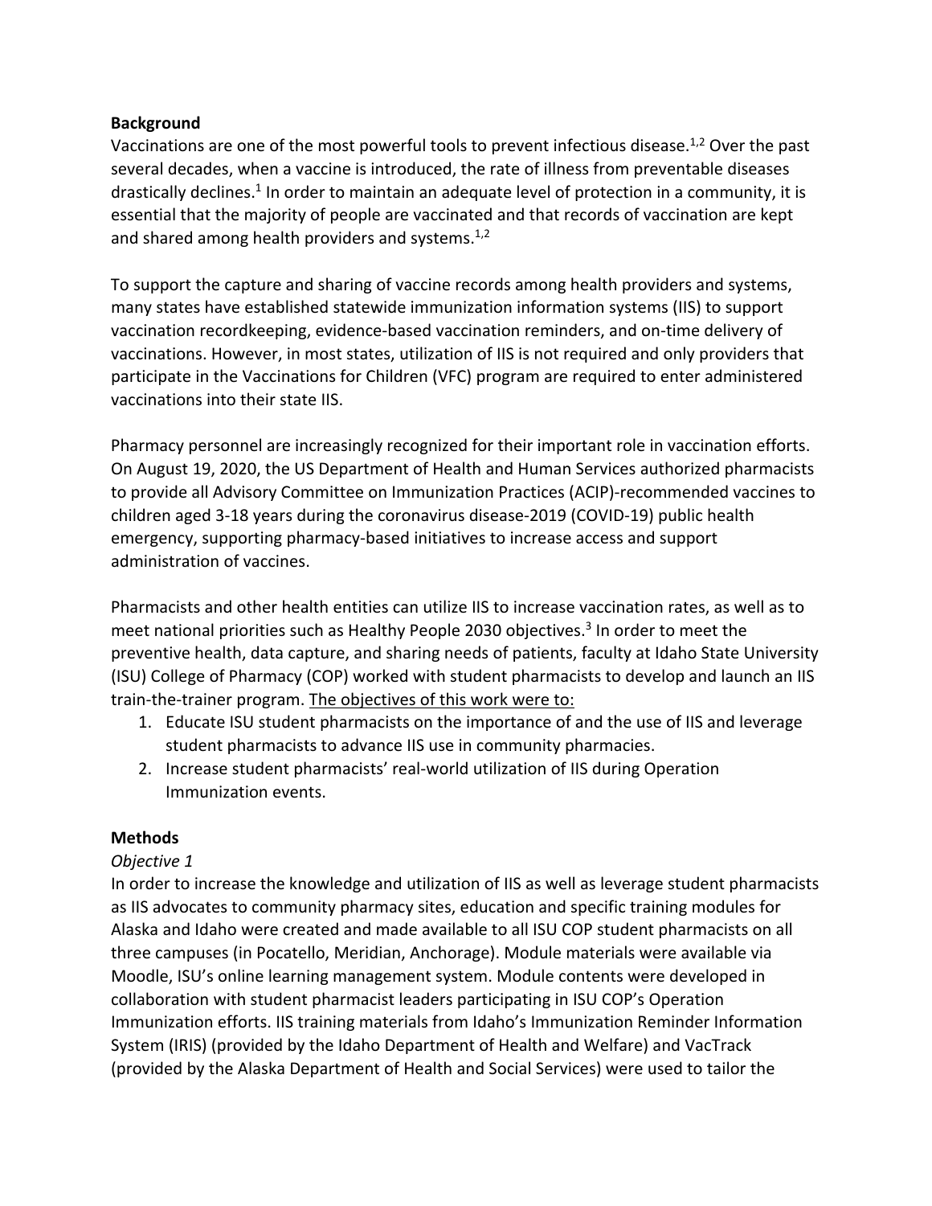## Background

Vaccinations are one of the most powerful tools to prevent infectious disease.[1,2] Over the past several decades, when a vaccine is introduced, the rate of illness from preventable diseases drastically declines.[1] In order to maintain an adequate level of protection in a community, it is essential that the majority of people are vaccinated and that records of vaccination are kept and shared among health providers and systems.[1,2]

To support the capture and sharing of vaccine records among health providers and systems, many states have established statewide immunization information systems (IIS) to support vaccination recordkeeping, evidence-based vaccination reminders, and on-time delivery of vaccinations. However, in most states, utilization of IIS is not required and only providers that participate in the Vaccinations for Children (VFC) program are required to enter administered vaccinations into their state IIS.

Pharmacy personnel are increasingly recognized for their important role in vaccination efforts. On August 19, 2020, the US Department of Health and Human Services authorized pharmacists to provide all Advisory Committee on Immunization Practices (ACIP)-recommended vaccines to children aged 3-18 years during the coronavirus disease-2019 (COVID-19) public health emergency, supporting pharmacy-based initiatives to increase access and support administration of vaccines.

Pharmacists and other health entities can utilize IIS to increase vaccination rates, as well as to meet national priorities such as Healthy People 2030 objectives.[3] In order to meet the preventive health, data capture, and sharing needs of patients, faculty at Idaho State University (ISU) College of Pharmacy (COP) worked with student pharmacists to develop and launch an IIS train-the-trainer program. The objectives of this work were to:

1. Educate ISU student pharmacists on the importance of and the use of IIS and leverage student pharmacists to advance IIS use in community pharmacies.
2. Increase student pharmacists' real-world utilization of IIS during Operation Immunization events.

## Methods

*Objective 1*

In order to increase the knowledge and utilization of IIS as well as leverage student pharmacists as IIS advocates to community pharmacy sites, education and specific training modules for Alaska and Idaho were created and made available to all ISU COP student pharmacists on all three campuses (in Pocatello, Meridian, Anchorage). Module materials were available via Moodle, ISU's online learning management system. Module contents were developed in collaboration with student pharmacist leaders participating in ISU COP's Operation Immunization efforts. IIS training materials from Idaho's Immunization Reminder Information System (IRIS) (provided by the Idaho Department of Health and Welfare) and VacTrack (provided by the Alaska Department of Health and Social Services) were used to tailor the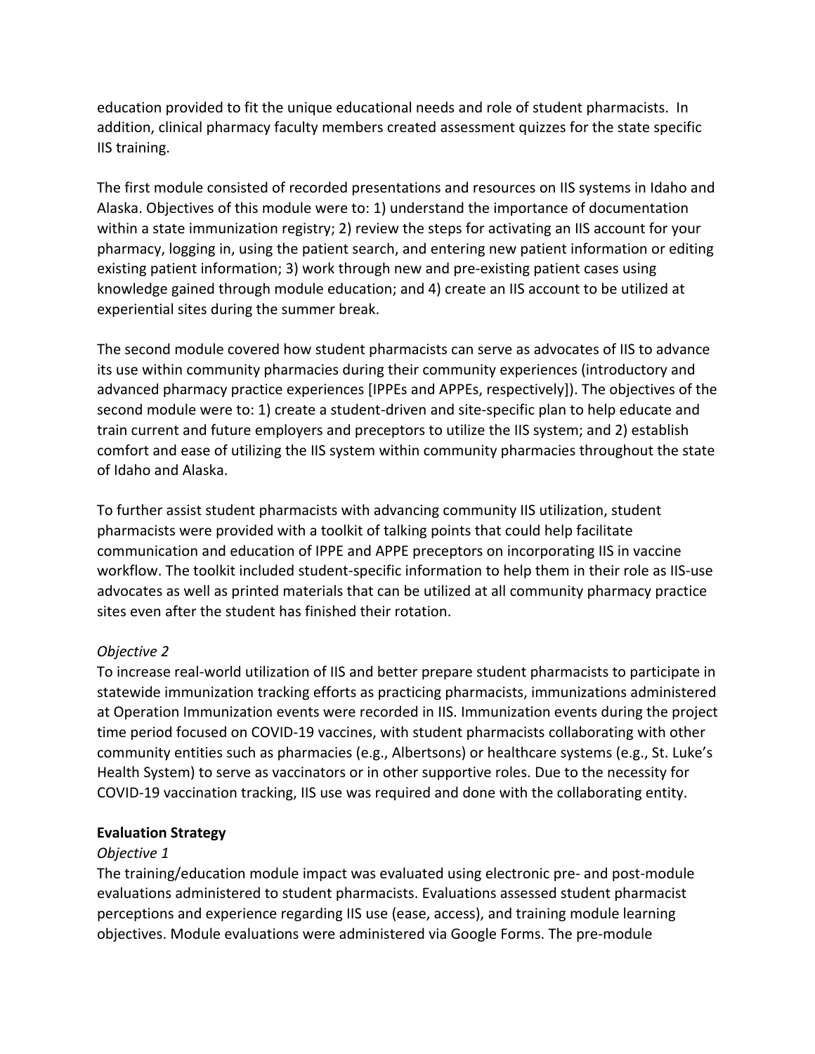education provided to fit the unique educational needs and role of student pharmacists. In addition, clinical pharmacy faculty members created assessment quizzes for the state specific IIS training.

The first module consisted of recorded presentations and resources on IIS systems in Idaho and Alaska. Objectives of this module were to: 1) understand the importance of documentation within a state immunization registry; 2) review the steps for activating an IIS account for your pharmacy, logging in, using the patient search, and entering new patient information or editing existing patient information; 3) work through new and pre-existing patient cases using knowledge gained through module education; and 4) create an IIS account to be utilized at experiential sites during the summer break.

The second module covered how student pharmacists can serve as advocates of IIS to advance its use within community pharmacies during their community experiences (introductory and advanced pharmacy practice experiences [IPPEs and APPEs, respectively]). The objectives of the second module were to: 1) create a student-driven and site-specific plan to help educate and train current and future employers and preceptors to utilize the IIS system; and 2) establish comfort and ease of utilizing the IIS system within community pharmacies throughout the state of Idaho and Alaska.

To further assist student pharmacists with advancing community IIS utilization, student pharmacists were provided with a toolkit of talking points that could help facilitate communication and education of IPPE and APPE preceptors on incorporating IIS in vaccine workflow. The toolkit included student-specific information to help them in their role as IIS-use advocates as well as printed materials that can be utilized at all community pharmacy practice sites even after the student has finished their rotation.

*Objective 2*

To increase real-world utilization of IIS and better prepare student pharmacists to participate in statewide immunization tracking efforts as practicing pharmacists, immunizations administered at Operation Immunization events were recorded in IIS. Immunization events during the project time period focused on COVID-19 vaccines, with student pharmacists collaborating with other community entities such as pharmacies (e.g., Albertsons) or healthcare systems (e.g., St. Luke's Health System) to serve as vaccinators or in other supportive roles. Due to the necessity for COVID-19 vaccination tracking, IIS use was required and done with the collaborating entity.

**Evaluation Strategy**

*Objective 1*

The training/education module impact was evaluated using electronic pre- and post-module evaluations administered to student pharmacists. Evaluations assessed student pharmacist perceptions and experience regarding IIS use (ease, access), and training module learning objectives. Module evaluations were administered via Google Forms. The pre-module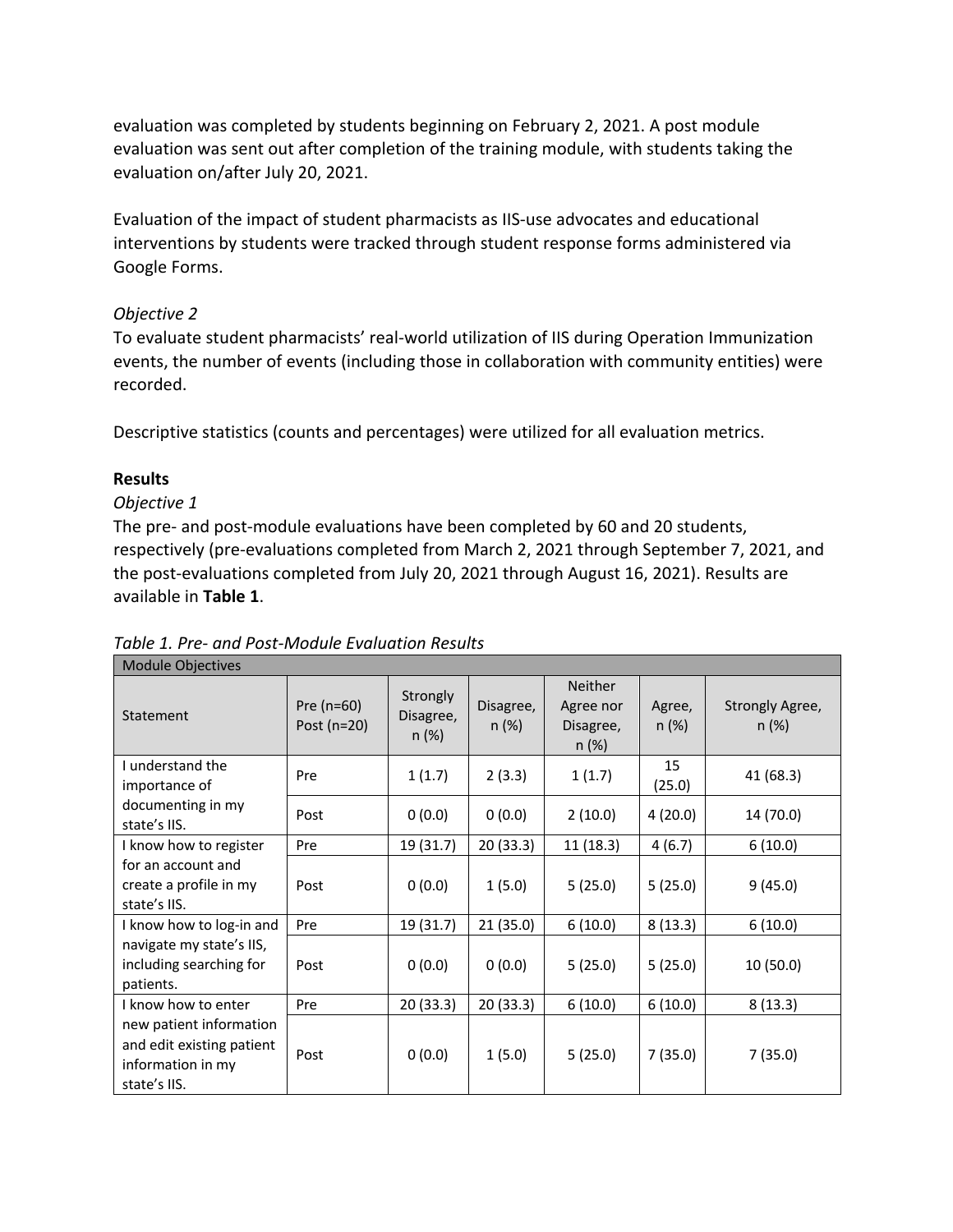evaluation was completed by students beginning on February 2, 2021. A post module evaluation was sent out after completion of the training module, with students taking the evaluation on/after July 20, 2021.

Evaluation of the impact of student pharmacists as IIS-use advocates and educational interventions by students were tracked through student response forms administered via Google Forms.

*Objective 2*

To evaluate student pharmacists' real-world utilization of IIS during Operation Immunization events, the number of events (including those in collaboration with community entities) were recorded.

Descriptive statistics (counts and percentages) were utilized for all evaluation metrics.

**Results**

*Objective 1*

The pre- and post-module evaluations have been completed by 60 and 20 students, respectively (pre-evaluations completed from March 2, 2021 through September 7, 2021, and the post-evaluations completed from July 20, 2021 through August 16, 2021). Results are available in **Table 1**.

*Table 1. Pre- and Post-Module Evaluation Results*

| Module Objectives | | | | | | |
|---|---|---|---|---|---|---|
| Statement | Pre (n=60) Post (n=20) | Strongly Disagree, n (%) | Disagree, n (%) | Neither Agree nor Disagree, n (%) | Agree, n (%) | Strongly Agree, n (%) |
| I understand the importance of documenting in my state's IIS. | Pre | 1 (1.7) | 2 (3.3) | 1 (1.7) | 15 (25.0) | 41 (68.3) |
| | Post | 0 (0.0) | 0 (0.0) | 2 (10.0) | 4 (20.0) | 14 (70.0) |
| I know how to register for an account and create a profile in my state's IIS. | Pre | 19 (31.7) | 20 (33.3) | 11 (18.3) | 4 (6.7) | 6 (10.0) |
| | Post | 0 (0.0) | 1 (5.0) | 5 (25.0) | 5 (25.0) | 9 (45.0) |
| I know how to log-in and navigate my state's IIS, including searching for patients. | Pre | 19 (31.7) | 21 (35.0) | 6 (10.0) | 8 (13.3) | 6 (10.0) |
| | Post | 0 (0.0) | 0 (0.0) | 5 (25.0) | 5 (25.0) | 10 (50.0) |
| I know how to enter new patient information and edit existing patient information in my state's IIS. | Pre | 20 (33.3) | 20 (33.3) | 6 (10.0) | 6 (10.0) | 8 (13.3) |
| | Post | 0 (0.0) | 1 (5.0) | 5 (25.0) | 7 (35.0) | 7 (35.0) |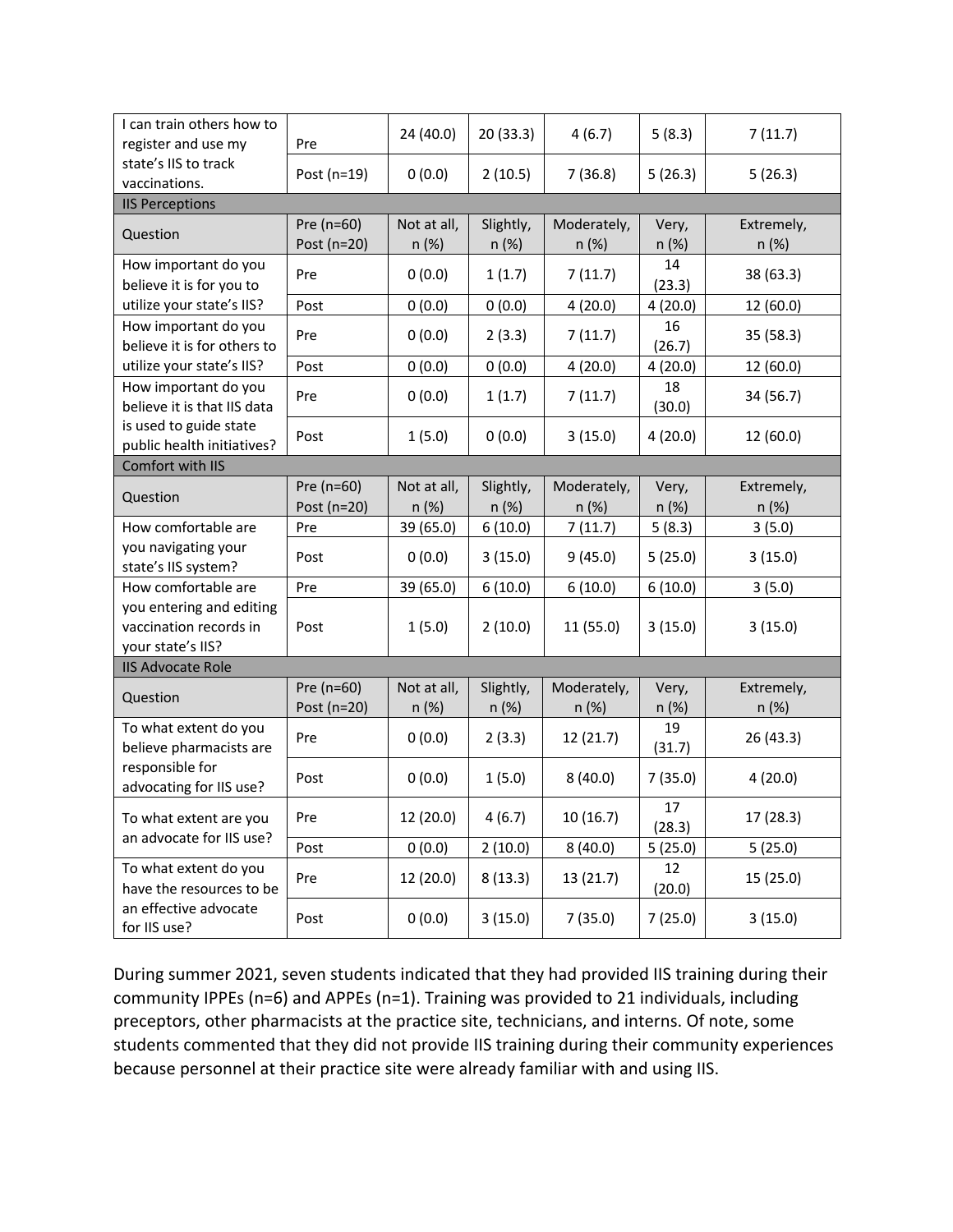| I can train others how to register and use my state's IIS to track vaccinations. | Pre | 24 (40.0) | 20 (33.3) | 4 (6.7) | 5 (8.3) | 7 (11.7) |
|---|---|---|---|---|---|---|
| | Post (n=19) | 0 (0.0) | 2 (10.5) | 7 (36.8) | 5 (26.3) | 5 (26.3) |
| **IIS Perceptions** | | | | | | |
| Question | Pre (n=60) Post (n=20) | Not at all, n (%) | Slightly, n (%) | Moderately, n (%) | Very, n (%) | Extremely, n (%) |
| How important do you believe it is for you to utilize your state's IIS? | Pre | 0 (0.0) | 1 (1.7) | 7 (11.7) | 14 (23.3) | 38 (63.3) |
| | Post | 0 (0.0) | 0 (0.0) | 4 (20.0) | 4 (20.0) | 12 (60.0) |
| How important do you believe it is for others to utilize your state's IIS? | Pre | 0 (0.0) | 2 (3.3) | 7 (11.7) | 16 (26.7) | 35 (58.3) |
| | Post | 0 (0.0) | 0 (0.0) | 4 (20.0) | 4 (20.0) | 12 (60.0) |
| How important do you believe it is that IIS data is used to guide state public health initiatives? | Pre | 0 (0.0) | 1 (1.7) | 7 (11.7) | 18 (30.0) | 34 (56.7) |
| | Post | 1 (5.0) | 0 (0.0) | 3 (15.0) | 4 (20.0) | 12 (60.0) |
| **Comfort with IIS** | | | | | | |
| Question | Pre (n=60) Post (n=20) | Not at all, n (%) | Slightly, n (%) | Moderately, n (%) | Very, n (%) | Extremely, n (%) |
| How comfortable are you navigating your state's IIS system? | Pre | 39 (65.0) | 6 (10.0) | 7 (11.7) | 5 (8.3) | 3 (5.0) |
| | Post | 0 (0.0) | 3 (15.0) | 9 (45.0) | 5 (25.0) | 3 (15.0) |
| How comfortable are you entering and editing vaccination records in your state's IIS? | Pre | 39 (65.0) | 6 (10.0) | 6 (10.0) | 6 (10.0) | 3 (5.0) |
| | Post | 1 (5.0) | 2 (10.0) | 11 (55.0) | 3 (15.0) | 3 (15.0) |
| **IIS Advocate Role** | | | | | | |
| Question | Pre (n=60) Post (n=20) | Not at all, n (%) | Slightly, n (%) | Moderately, n (%) | Very, n (%) | Extremely, n (%) |
| To what extent do you believe pharmacists are responsible for advocating for IIS use? | Pre | 0 (0.0) | 2 (3.3) | 12 (21.7) | 19 (31.7) | 26 (43.3) |
| | Post | 0 (0.0) | 1 (5.0) | 8 (40.0) | 7 (35.0) | 4 (20.0) |
| To what extent are you an advocate for IIS use? | Pre | 12 (20.0) | 4 (6.7) | 10 (16.7) | 17 (28.3) | 17 (28.3) |
| | Post | 0 (0.0) | 2 (10.0) | 8 (40.0) | 5 (25.0) | 5 (25.0) |
| To what extent do you have the resources to be an effective advocate for IIS use? | Pre | 12 (20.0) | 8 (13.3) | 13 (21.7) | 12 (20.0) | 15 (25.0) |
| | Post | 0 (0.0) | 3 (15.0) | 7 (35.0) | 7 (25.0) | 3 (15.0) |

During summer 2021, seven students indicated that they had provided IIS training during their community IPPEs (n=6) and APPEs (n=1). Training was provided to 21 individuals, including preceptors, other pharmacists at the practice site, technicians, and interns. Of note, some students commented that they did not provide IIS training during their community experiences because personnel at their practice site were already familiar with and using IIS.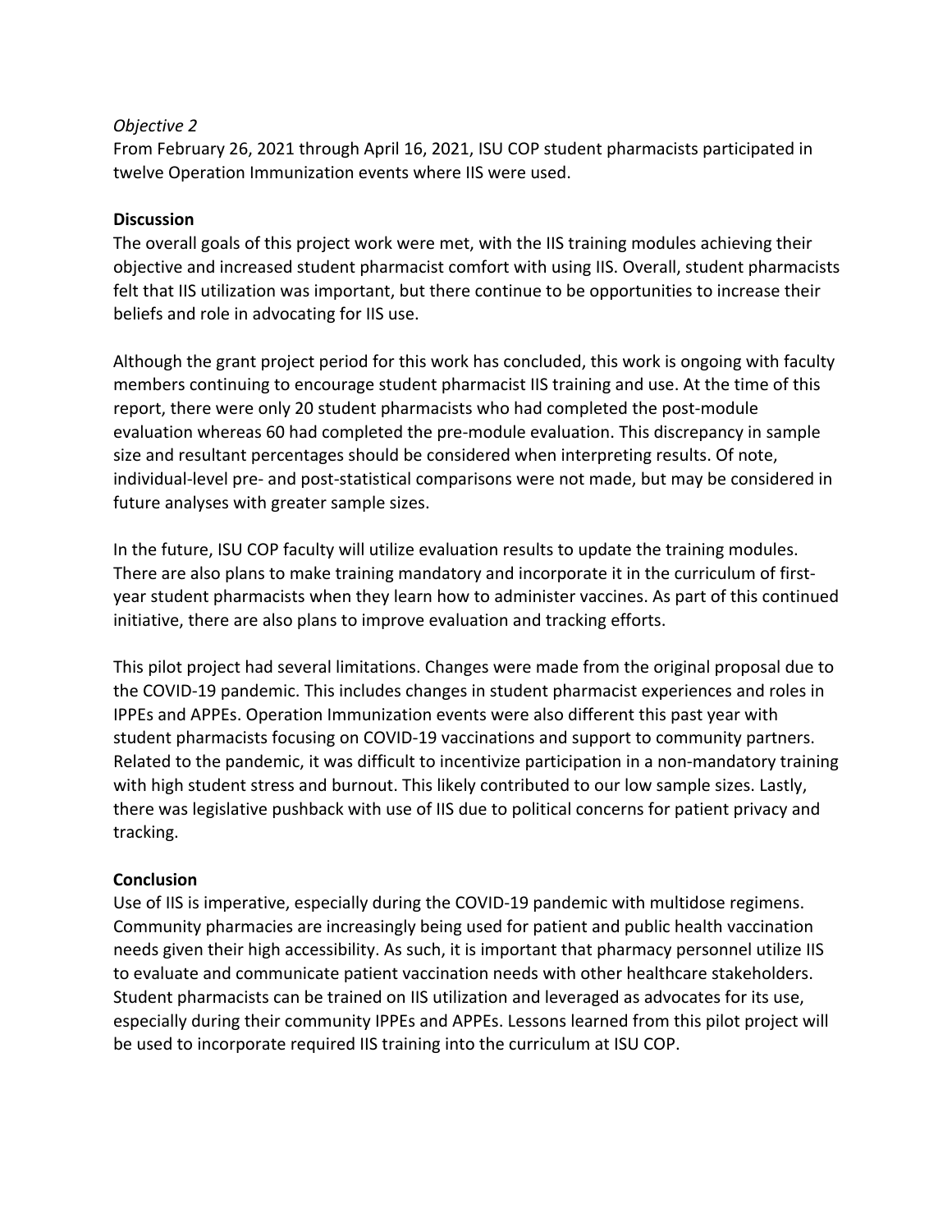*Objective 2*

From February 26, 2021 through April 16, 2021, ISU COP student pharmacists participated in twelve Operation Immunization events where IIS were used.

**Discussion**

The overall goals of this project work were met, with the IIS training modules achieving their objective and increased student pharmacist comfort with using IIS. Overall, student pharmacists felt that IIS utilization was important, but there continue to be opportunities to increase their beliefs and role in advocating for IIS use.

Although the grant project period for this work has concluded, this work is ongoing with faculty members continuing to encourage student pharmacist IIS training and use. At the time of this report, there were only 20 student pharmacists who had completed the post-module evaluation whereas 60 had completed the pre-module evaluation. This discrepancy in sample size and resultant percentages should be considered when interpreting results. Of note, individual-level pre- and post-statistical comparisons were not made, but may be considered in future analyses with greater sample sizes.

In the future, ISU COP faculty will utilize evaluation results to update the training modules. There are also plans to make training mandatory and incorporate it in the curriculum of first-year student pharmacists when they learn how to administer vaccines. As part of this continued initiative, there are also plans to improve evaluation and tracking efforts.

This pilot project had several limitations. Changes were made from the original proposal due to the COVID-19 pandemic. This includes changes in student pharmacist experiences and roles in IPPEs and APPEs. Operation Immunization events were also different this past year with student pharmacists focusing on COVID-19 vaccinations and support to community partners. Related to the pandemic, it was difficult to incentivize participation in a non-mandatory training with high student stress and burnout. This likely contributed to our low sample sizes. Lastly, there was legislative pushback with use of IIS due to political concerns for patient privacy and tracking.

**Conclusion**

Use of IIS is imperative, especially during the COVID-19 pandemic with multidose regimens. Community pharmacies are increasingly being used for patient and public health vaccination needs given their high accessibility. As such, it is important that pharmacy personnel utilize IIS to evaluate and communicate patient vaccination needs with other healthcare stakeholders. Student pharmacists can be trained on IIS utilization and leveraged as advocates for its use, especially during their community IPPEs and APPEs. Lessons learned from this pilot project will be used to incorporate required IIS training into the curriculum at ISU COP.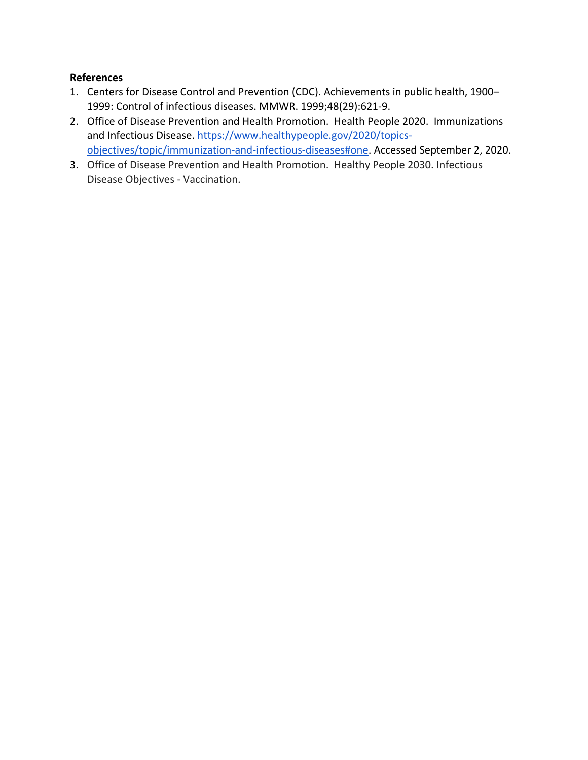**References**

1. Centers for Disease Control and Prevention (CDC). Achievements in public health, 1900–1999: Control of infectious diseases. MMWR. 1999;48(29):621-9.
2. Office of Disease Prevention and Health Promotion. Health People 2020. Immunizations and Infectious Disease. [https://www.healthypeople.gov/2020/topics-objectives/topic/immunization-and-infectious-diseases#one](https://www.healthypeople.gov/2020/topics-objectives/topic/immunization-and-infectious-diseases#one). Accessed September 2, 2020.
3. Office of Disease Prevention and Health Promotion. Healthy People 2030. Infectious Disease Objectives - Vaccination.